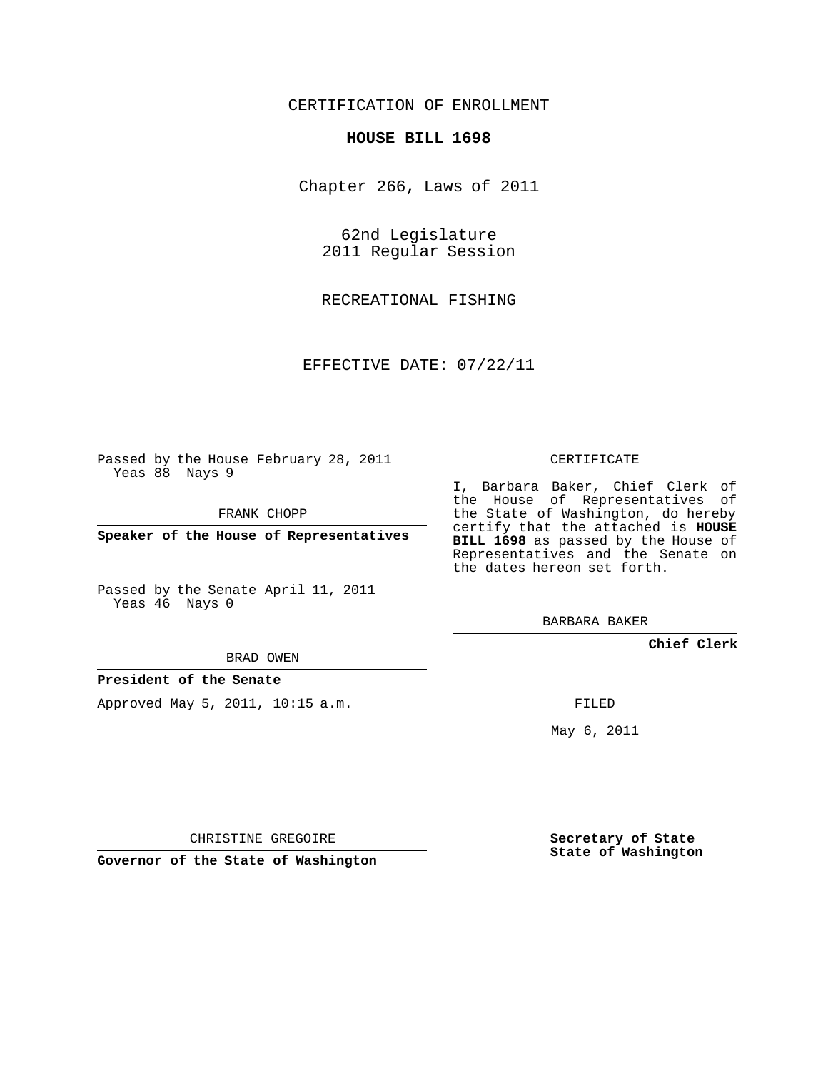CERTIFICATION OF ENROLLMENT

**HOUSE BILL 1698**

Chapter 266, Laws of 2011

62nd Legislature
2011 Regular Session

RECREATIONAL FISHING

EFFECTIVE DATE: 07/22/11

Passed by the House February 28, 2011
Yeas 88 Nays 9

FRANK CHOPP

**Speaker of the House of Representatives**

Passed by the Senate April 11, 2011
Yeas 46 Nays 0

BRAD OWEN

**President of the Senate**

Approved May 5, 2011, 10:15 a.m.

CHRISTINE GREGOIRE

**Governor of the State of Washington**

CERTIFICATE

I, Barbara Baker, Chief Clerk of the House of Representatives of the State of Washington, do hereby certify that the attached is **HOUSE BILL 1698** as passed by the House of Representatives and the Senate on the dates hereon set forth.

BARBARA BAKER

**Chief Clerk**

FILED

May 6, 2011

**Secretary of State**
**State of Washington**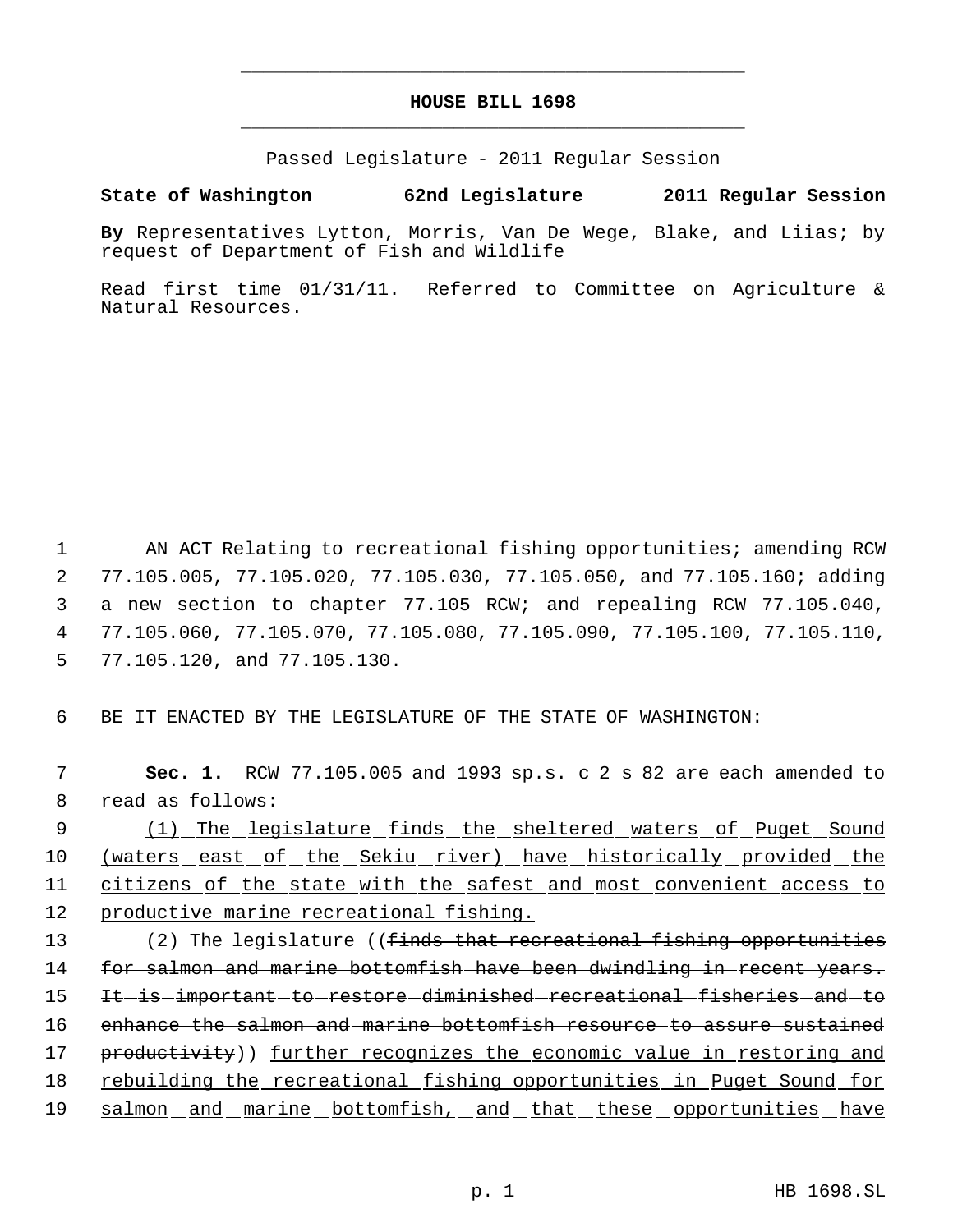# HOUSE BILL 1698

Passed Legislature - 2011 Regular Session

**State of Washington 62nd Legislature 2011 Regular Session**

**By** Representatives Lytton, Morris, Van De Wege, Blake, and Liias; by request of Department of Fish and Wildlife

Read first time 01/31/11. Referred to Committee on Agriculture & Natural Resources.

1 AN ACT Relating to recreational fishing opportunities; amending RCW 2 77.105.005, 77.105.020, 77.105.030, 77.105.050, and 77.105.160; adding 3 a new section to chapter 77.105 RCW; and repealing RCW 77.105.040, 4 77.105.060, 77.105.070, 77.105.080, 77.105.090, 77.105.100, 77.105.110, 5 77.105.120, and 77.105.130.

6 BE IT ENACTED BY THE LEGISLATURE OF THE STATE OF WASHINGTON:

7 **Sec. 1.** RCW 77.105.005 and 1993 sp.s. c 2 s 82 are each amended to 8 read as follows:

9 <u>(1) The legislature finds the sheltered waters of Puget Sound</u> 10 <u>(waters east of the Sekiu river) have historically provided the</u> 11 <u>citizens of the state with the safest and most convenient access to</u> 12 <u>productive marine recreational fishing.</u>

13 <u>(2)</u> The legislature ((~~finds that recreational fishing opportunities~~ 14 ~~for salmon and marine bottomfish have been dwindling in recent years.~~ 15 ~~It is important to restore diminished recreational fisheries and to~~ 16 ~~enhance the salmon and marine bottomfish resource to assure sustained~~ 17 ~~productivity~~)) <u>further recognizes the economic value in restoring and</u> 18 <u>rebuilding the recreational fishing opportunities in Puget Sound for</u> 19 <u>salmon and marine bottomfish, and that these opportunities have</u>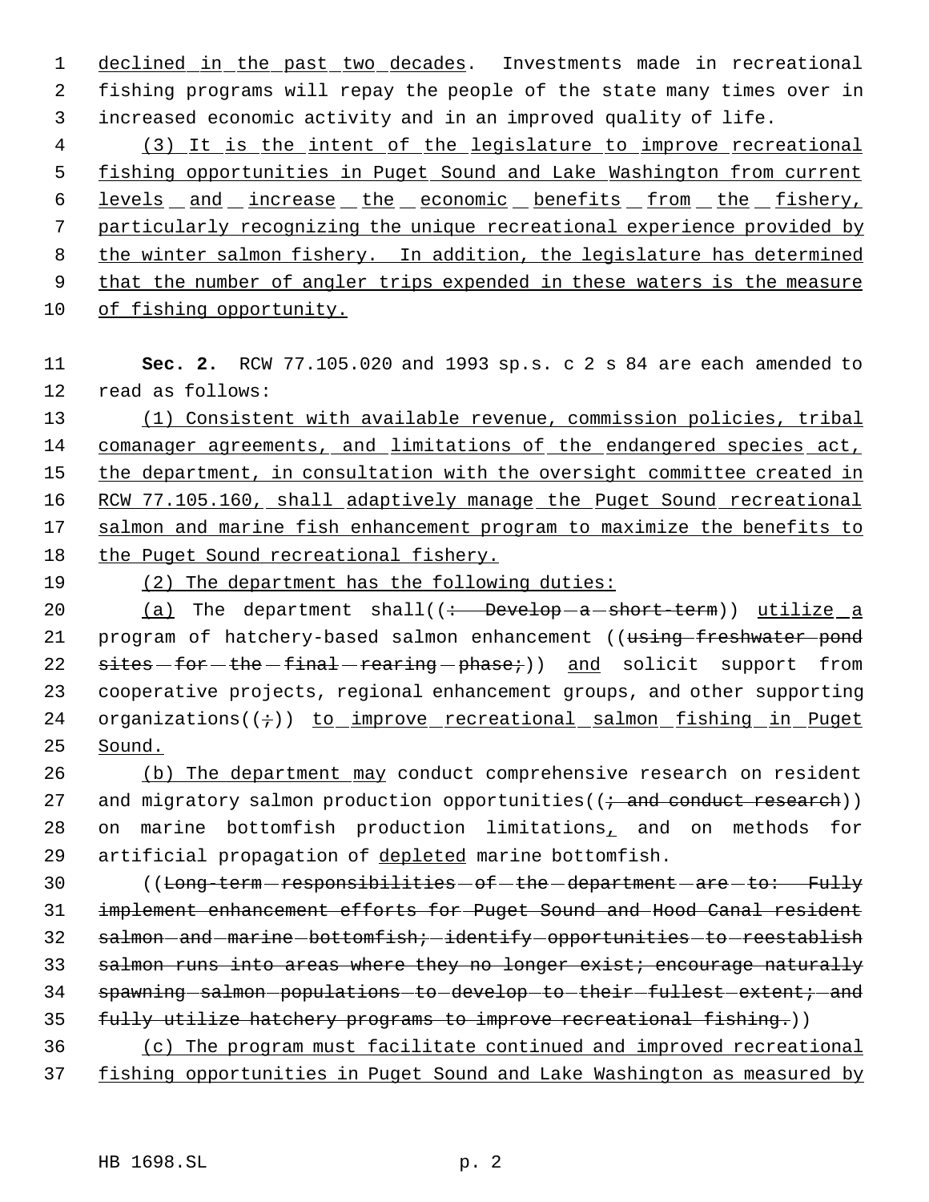declined in the past two decades. Investments made in recreational fishing programs will repay the people of the state many times over in increased economic activity and in an improved quality of life.

(3) It is the intent of the legislature to improve recreational fishing opportunities in Puget Sound and Lake Washington from current levels and increase the economic benefits from the fishery, particularly recognizing the unique recreational experience provided by the winter salmon fishery. In addition, the legislature has determined that the number of angler trips expended in these waters is the measure of fishing opportunity.

**Sec. 2.** RCW 77.105.020 and 1993 sp.s. c 2 s 84 are each amended to read as follows:

(1) Consistent with available revenue, commission policies, tribal comanager agreements, and limitations of the endangered species act, the department, in consultation with the oversight committee created in RCW 77.105.160, shall adaptively manage the Puget Sound recreational salmon and marine fish enhancement program to maximize the benefits to the Puget Sound recreational fishery.

(2) The department has the following duties:

(a) The department shall((: Develop a short-term)) utilize a program of hatchery-based salmon enhancement ((using freshwater pond sites for the final rearing phase;)) and solicit support from cooperative projects, regional enhancement groups, and other supporting organizations((;)) to improve recreational salmon fishing in Puget Sound.

(b) The department may conduct comprehensive research on resident and migratory salmon production opportunities((; and conduct research)) on marine bottomfish production limitations, and on methods for artificial propagation of depleted marine bottomfish.

((Long-term responsibilities of the department are to: Fully implement enhancement efforts for Puget Sound and Hood Canal resident salmon and marine bottomfish; identify opportunities to reestablish salmon runs into areas where they no longer exist; encourage naturally spawning salmon populations to develop to their fullest extent; and fully utilize hatchery programs to improve recreational fishing.))

(c) The program must facilitate continued and improved recreational fishing opportunities in Puget Sound and Lake Washington as measured by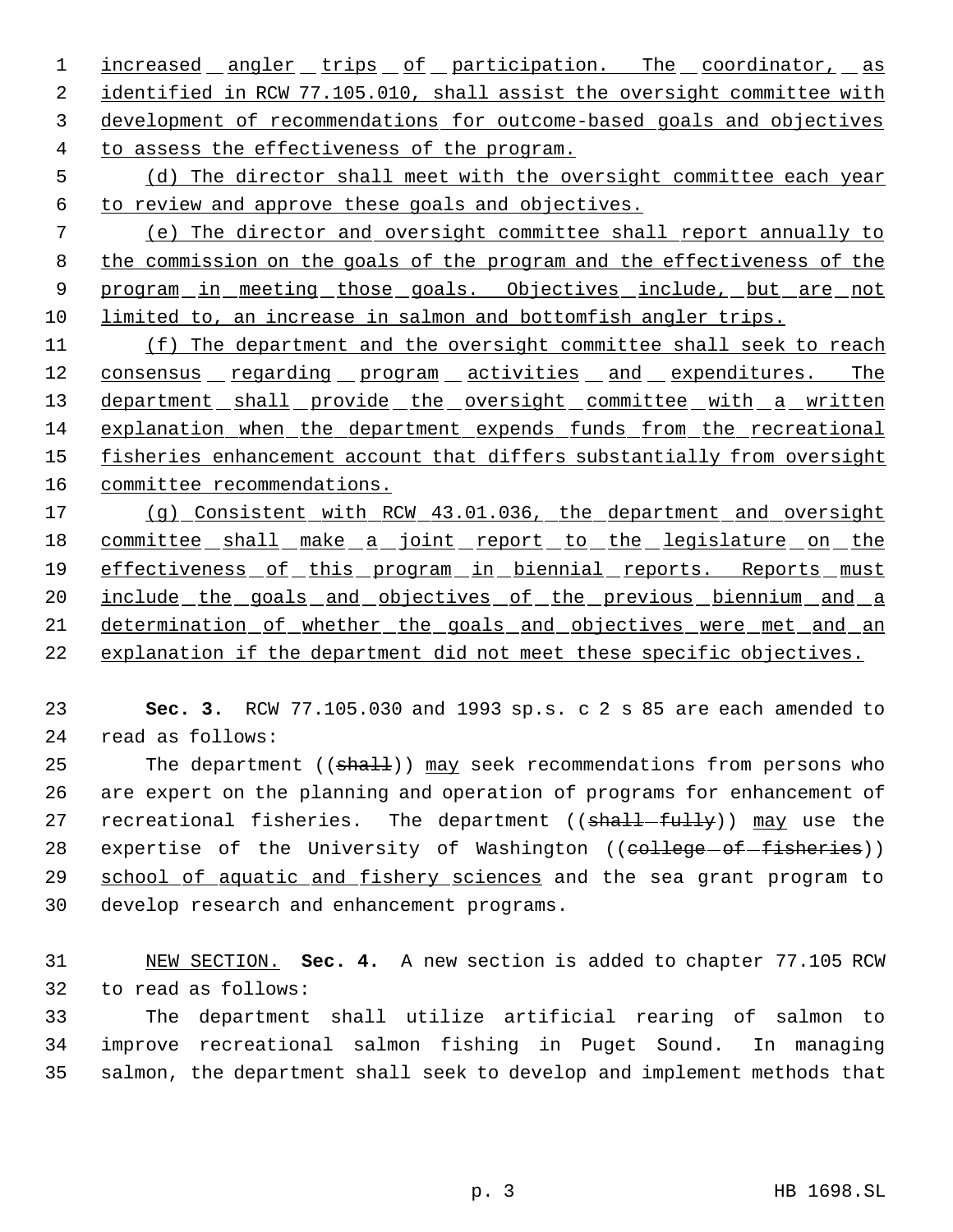increased angler trips of participation. The coordinator, as identified in RCW 77.105.010, shall assist the oversight committee with development of recommendations for outcome-based goals and objectives to assess the effectiveness of the program.

(d) The director shall meet with the oversight committee each year to review and approve these goals and objectives.

(e) The director and oversight committee shall report annually to the commission on the goals of the program and the effectiveness of the program in meeting those goals. Objectives include, but are not limited to, an increase in salmon and bottomfish angler trips.

(f) The department and the oversight committee shall seek to reach consensus regarding program activities and expenditures. The department shall provide the oversight committee with a written explanation when the department expends funds from the recreational fisheries enhancement account that differs substantially from oversight committee recommendations.

(g) Consistent with RCW 43.01.036, the department and oversight committee shall make a joint report to the legislature on the effectiveness of this program in biennial reports. Reports must include the goals and objectives of the previous biennium and a determination of whether the goals and objectives were met and an explanation if the department did not meet these specific objectives.

**Sec. 3.** RCW 77.105.030 and 1993 sp.s. c 2 s 85 are each amended to read as follows:

The department ((~~shall~~)) may seek recommendations from persons who are expert on the planning and operation of programs for enhancement of recreational fisheries. The department ((~~shall fully~~)) may use the expertise of the University of Washington ((~~college of fisheries~~)) school of aquatic and fishery sciences and the sea grant program to develop research and enhancement programs.

NEW SECTION. **Sec. 4.** A new section is added to chapter 77.105 RCW to read as follows:

The department shall utilize artificial rearing of salmon to improve recreational salmon fishing in Puget Sound. In managing salmon, the department shall seek to develop and implement methods that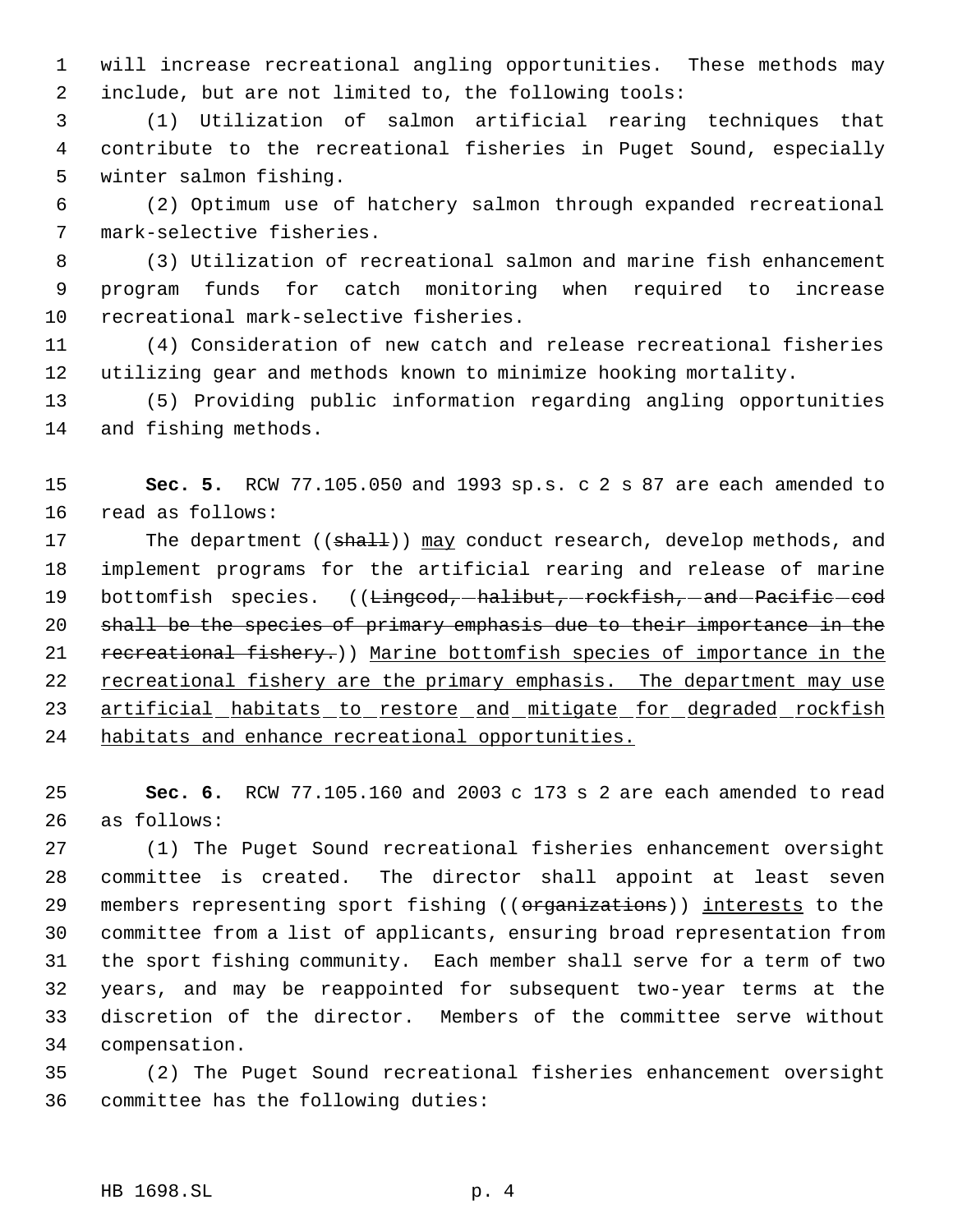will increase recreational angling opportunities. These methods may include, but are not limited to, the following tools:

(1) Utilization of salmon artificial rearing techniques that contribute to the recreational fisheries in Puget Sound, especially winter salmon fishing.

(2) Optimum use of hatchery salmon through expanded recreational mark-selective fisheries.

(3) Utilization of recreational salmon and marine fish enhancement program funds for catch monitoring when required to increase recreational mark-selective fisheries.

(4) Consideration of new catch and release recreational fisheries utilizing gear and methods known to minimize hooking mortality.

(5) Providing public information regarding angling opportunities and fishing methods.

**Sec. 5.** RCW 77.105.050 and 1993 sp.s. c 2 s 87 are each amended to read as follows:

The department ((~~shall~~)) <u>may</u> conduct research, develop methods, and implement programs for the artificial rearing and release of marine bottomfish species. ((~~Lingcod, halibut, rockfish, and Pacific cod shall be the species of primary emphasis due to their importance in the recreational fishery.~~)) <u>Marine bottomfish species of importance in the recreational fishery are the primary emphasis. The department may use artificial habitats to restore and mitigate for degraded rockfish habitats and enhance recreational opportunities.</u>

**Sec. 6.** RCW 77.105.160 and 2003 c 173 s 2 are each amended to read as follows:

(1) The Puget Sound recreational fisheries enhancement oversight committee is created. The director shall appoint at least seven members representing sport fishing ((~~organizations~~)) <u>interests</u> to the committee from a list of applicants, ensuring broad representation from the sport fishing community. Each member shall serve for a term of two years, and may be reappointed for subsequent two-year terms at the discretion of the director. Members of the committee serve without compensation.

(2) The Puget Sound recreational fisheries enhancement oversight committee has the following duties: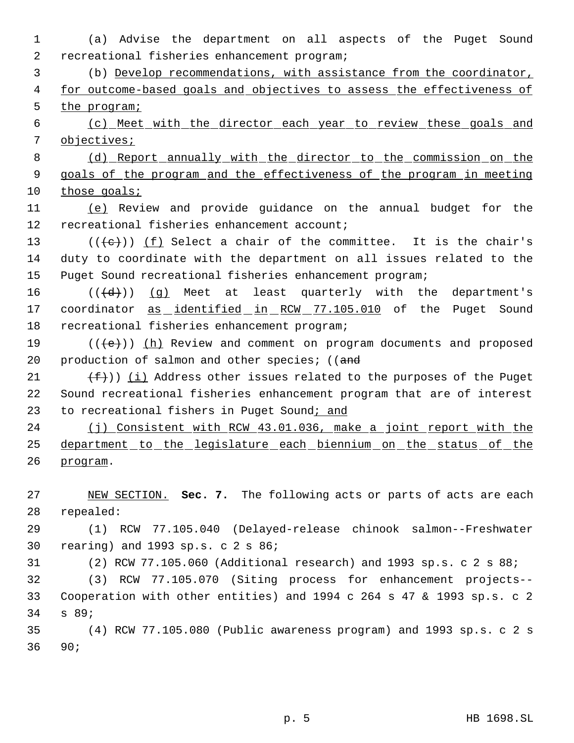(a) Advise the department on all aspects of the Puget Sound recreational fisheries enhancement program;

(b) Develop recommendations, with assistance from the coordinator, for outcome-based goals and objectives to assess the effectiveness of the program;

(c) Meet with the director each year to review these goals and objectives;

(d) Report annually with the director to the commission on the goals of the program and the effectiveness of the program in meeting those goals;

(e) Review and provide guidance on the annual budget for the recreational fisheries enhancement account;

(((c))) (f) Select a chair of the committee. It is the chair's duty to coordinate with the department on all issues related to the Puget Sound recreational fisheries enhancement program;

(((d))) (g) Meet at least quarterly with the department's coordinator as identified in RCW 77.105.010 of the Puget Sound recreational fisheries enhancement program;

(((e))) (h) Review and comment on program documents and proposed production of salmon and other species; ((and

(f))) (i) Address other issues related to the purposes of the Puget Sound recreational fisheries enhancement program that are of interest to recreational fishers in Puget Sound; and

(j) Consistent with RCW 43.01.036, make a joint report with the department to the legislature each biennium on the status of the program.

NEW SECTION. **Sec. 7.** The following acts or parts of acts are each repealed:

(1) RCW 77.105.040 (Delayed-release chinook salmon--Freshwater rearing) and 1993 sp.s. c 2 s 86;

(2) RCW 77.105.060 (Additional research) and 1993 sp.s. c 2 s 88;

(3) RCW 77.105.070 (Siting process for enhancement projects--Cooperation with other entities) and 1994 c 264 s 47 & 1993 sp.s. c 2 s 89;

(4) RCW 77.105.080 (Public awareness program) and 1993 sp.s. c 2 s 90;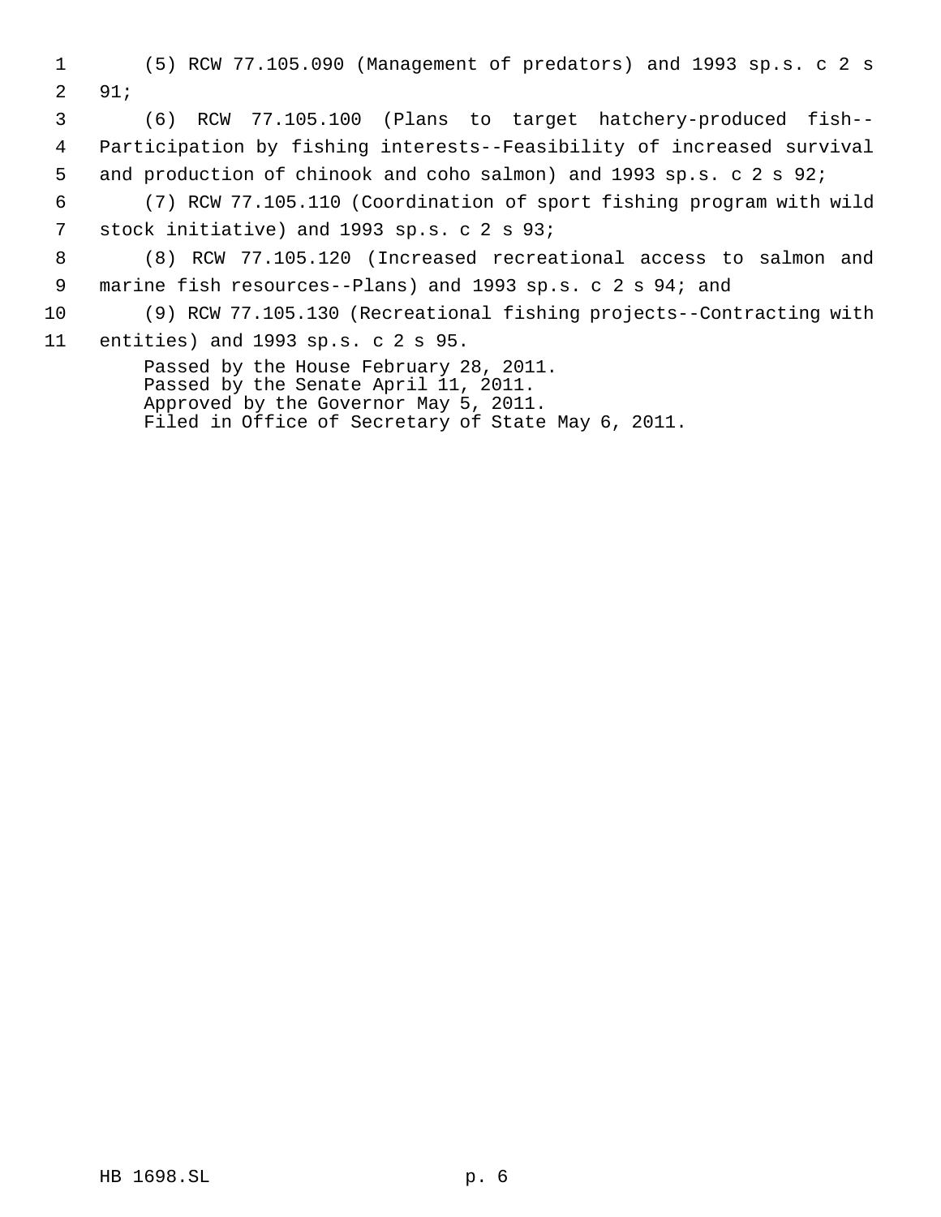(5) RCW 77.105.090 (Management of predators) and 1993 sp.s. c 2 s 91;

(6) RCW 77.105.100 (Plans to target hatchery-produced fish--Participation by fishing interests--Feasibility of increased survival and production of chinook and coho salmon) and 1993 sp.s. c 2 s 92;

(7) RCW 77.105.110 (Coordination of sport fishing program with wild stock initiative) and 1993 sp.s. c 2 s 93;

(8) RCW 77.105.120 (Increased recreational access to salmon and marine fish resources--Plans) and 1993 sp.s. c 2 s 94; and

(9) RCW 77.105.130 (Recreational fishing projects--Contracting with entities) and 1993 sp.s. c 2 s 95.

Passed by the House February 28, 2011.
Passed by the Senate April 11, 2011.
Approved by the Governor May 5, 2011.
Filed in Office of Secretary of State May 6, 2011.